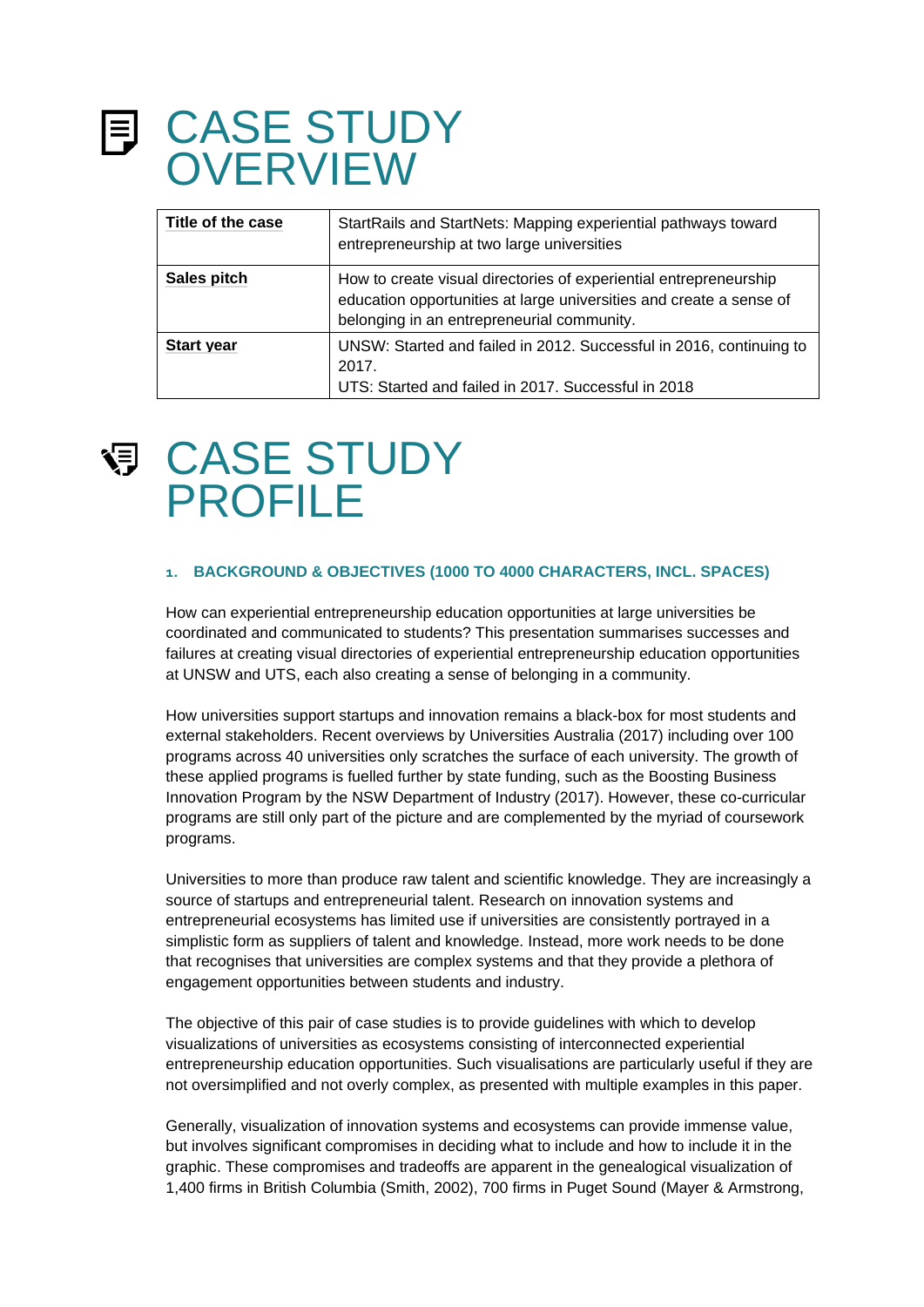# CASE STUDY OVERVIEW

| Title of the case | StartRails and StartNets: Mapping experiential pathways toward entrepreneurship at two large universities |
|---|---|
| **Sales pitch** | How to create visual directories of experiential entrepreneurship education opportunities at large universities and create a sense of belonging in an entrepreneurial community. |
| **Start year** | UNSW: Started and failed in 2012. Successful in 2016, continuing to 2017.<br>UTS: Started and failed in 2017. Successful in 2018 |

# CASE STUDY PROFILE

### 1. BACKGROUND & OBJECTIVES (1000 TO 4000 CHARACTERS, INCL. SPACES)

How can experiential entrepreneurship education opportunities at large universities be coordinated and communicated to students? This presentation summarises successes and failures at creating visual directories of experiential entrepreneurship education opportunities at UNSW and UTS, each also creating a sense of belonging in a community.

How universities support startups and innovation remains a black-box for most students and external stakeholders. Recent overviews by Universities Australia (2017) including over 100 programs across 40 universities only scratches the surface of each university. The growth of these applied programs is fuelled further by state funding, such as the Boosting Business Innovation Program by the NSW Department of Industry (2017). However, these co-curricular programs are still only part of the picture and are complemented by the myriad of coursework programs.

Universities to more than produce raw talent and scientific knowledge. They are increasingly a source of startups and entrepreneurial talent. Research on innovation systems and entrepreneurial ecosystems has limited use if universities are consistently portrayed in a simplistic form as suppliers of talent and knowledge. Instead, more work needs to be done that recognises that universities are complex systems and that they provide a plethora of engagement opportunities between students and industry.

The objective of this pair of case studies is to provide guidelines with which to develop visualizations of universities as ecosystems consisting of interconnected experiential entrepreneurship education opportunities. Such visualisations are particularly useful if they are not oversimplified and not overly complex, as presented with multiple examples in this paper.

Generally, visualization of innovation systems and ecosystems can provide immense value, but involves significant compromises in deciding what to include and how to include it in the graphic. These compromises and tradeoffs are apparent in the genealogical visualization of 1,400 firms in British Columbia (Smith, 2002), 700 firms in Puget Sound (Mayer & Armstrong,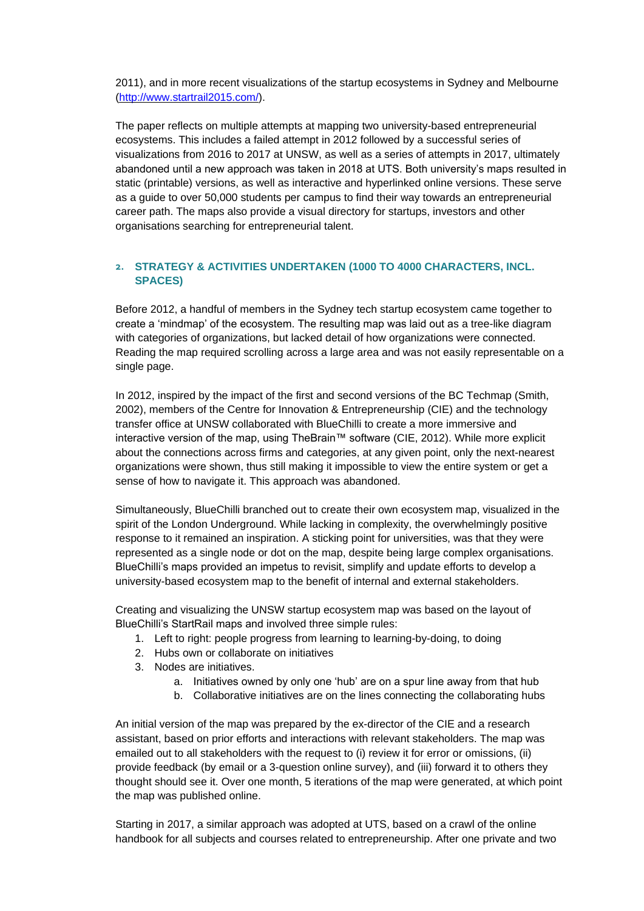2011), and in more recent visualizations of the startup ecosystems in Sydney and Melbourne (http://www.startrail2015.com/).

The paper reflects on multiple attempts at mapping two university-based entrepreneurial ecosystems. This includes a failed attempt in 2012 followed by a successful series of visualizations from 2016 to 2017 at UNSW, as well as a series of attempts in 2017, ultimately abandoned until a new approach was taken in 2018 at UTS. Both university's maps resulted in static (printable) versions, as well as interactive and hyperlinked online versions. These serve as a guide to over 50,000 students per campus to find their way towards an entrepreneurial career path. The maps also provide a visual directory for startups, investors and other organisations searching for entrepreneurial talent.

## 2. STRATEGY & ACTIVITIES UNDERTAKEN (1000 TO 4000 CHARACTERS, INCL. SPACES)

Before 2012, a handful of members in the Sydney tech startup ecosystem came together to create a 'mindmap' of the ecosystem. The resulting map was laid out as a tree-like diagram with categories of organizations, but lacked detail of how organizations were connected. Reading the map required scrolling across a large area and was not easily representable on a single page.

In 2012, inspired by the impact of the first and second versions of the BC Techmap (Smith, 2002), members of the Centre for Innovation & Entrepreneurship (CIE) and the technology transfer office at UNSW collaborated with BlueChilli to create a more immersive and interactive version of the map, using TheBrain™ software (CIE, 2012). While more explicit about the connections across firms and categories, at any given point, only the next-nearest organizations were shown, thus still making it impossible to view the entire system or get a sense of how to navigate it. This approach was abandoned.

Simultaneously, BlueChilli branched out to create their own ecosystem map, visualized in the spirit of the London Underground. While lacking in complexity, the overwhelmingly positive response to it remained an inspiration. A sticking point for universities, was that they were represented as a single node or dot on the map, despite being large complex organisations. BlueChilli's maps provided an impetus to revisit, simplify and update efforts to develop a university-based ecosystem map to the benefit of internal and external stakeholders.

Creating and visualizing the UNSW startup ecosystem map was based on the layout of BlueChilli's StartRail maps and involved three simple rules:

1. Left to right: people progress from learning to learning-by-doing, to doing
2. Hubs own or collaborate on initiatives
3. Nodes are initiatives.
   a. Initiatives owned by only one 'hub' are on a spur line away from that hub
   b. Collaborative initiatives are on the lines connecting the collaborating hubs

An initial version of the map was prepared by the ex-director of the CIE and a research assistant, based on prior efforts and interactions with relevant stakeholders. The map was emailed out to all stakeholders with the request to (i) review it for error or omissions, (ii) provide feedback (by email or a 3-question online survey), and (iii) forward it to others they thought should see it. Over one month, 5 iterations of the map were generated, at which point the map was published online.

Starting in 2017, a similar approach was adopted at UTS, based on a crawl of the online handbook for all subjects and courses related to entrepreneurship. After one private and two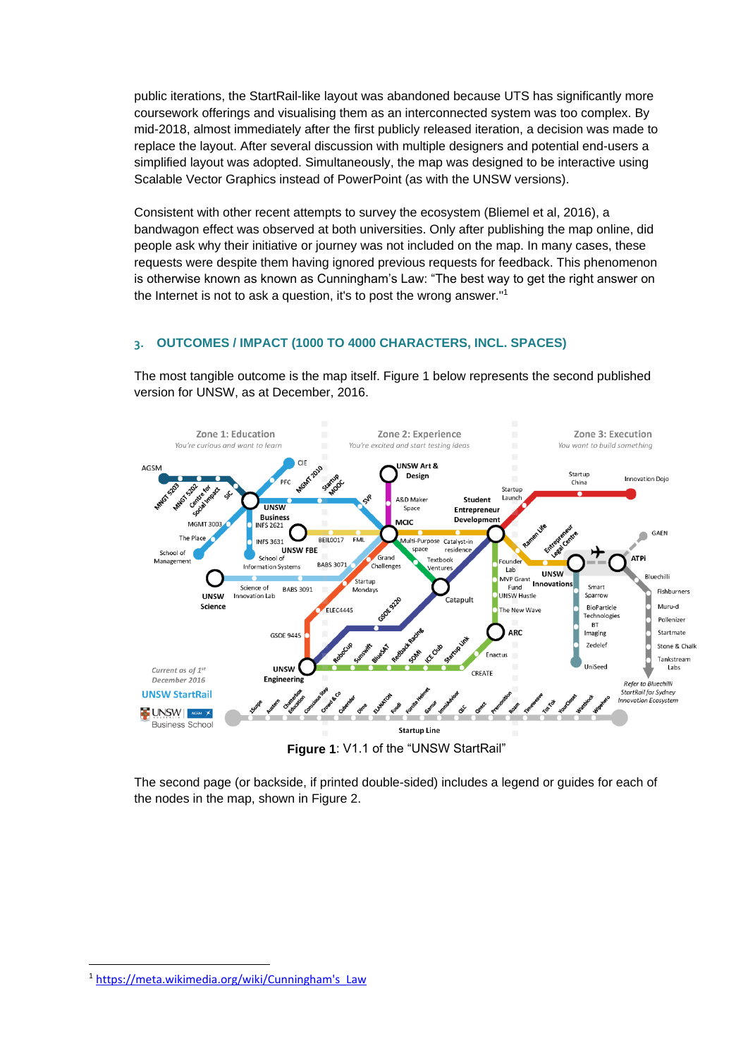public iterations, the StartRail-like layout was abandoned because UTS has significantly more coursework offerings and visualising them as an interconnected system was too complex. By mid-2018, almost immediately after the first publicly released iteration, a decision was made to replace the layout. After several discussion with multiple designers and potential end-users a simplified layout was adopted. Simultaneously, the map was designed to be interactive using Scalable Vector Graphics instead of PowerPoint (as with the UNSW versions).

Consistent with other recent attempts to survey the ecosystem (Bliemel et al, 2016), a bandwagon effect was observed at both universities. Only after publishing the map online, did people ask why their initiative or journey was not included on the map. In many cases, these requests were despite them having ignored previous requests for feedback. This phenomenon is otherwise known as known as Cunningham's Law: "The best way to get the right answer on the Internet is not to ask a question, it's to post the wrong answer."[1]

## 3. OUTCOMES / IMPACT (1000 TO 4000 CHARACTERS, INCL. SPACES)

The most tangible outcome is the map itself. Figure 1 below represents the second published version for UNSW, as at December, 2016.

**Figure 1**: V1.1 of the "UNSW StartRail"

The second page (or backside, if printed double-sided) includes a legend or guides for each of the nodes in the map, shown in Figure 2.

[1] https://meta.wikimedia.org/wiki/Cunningham's_Law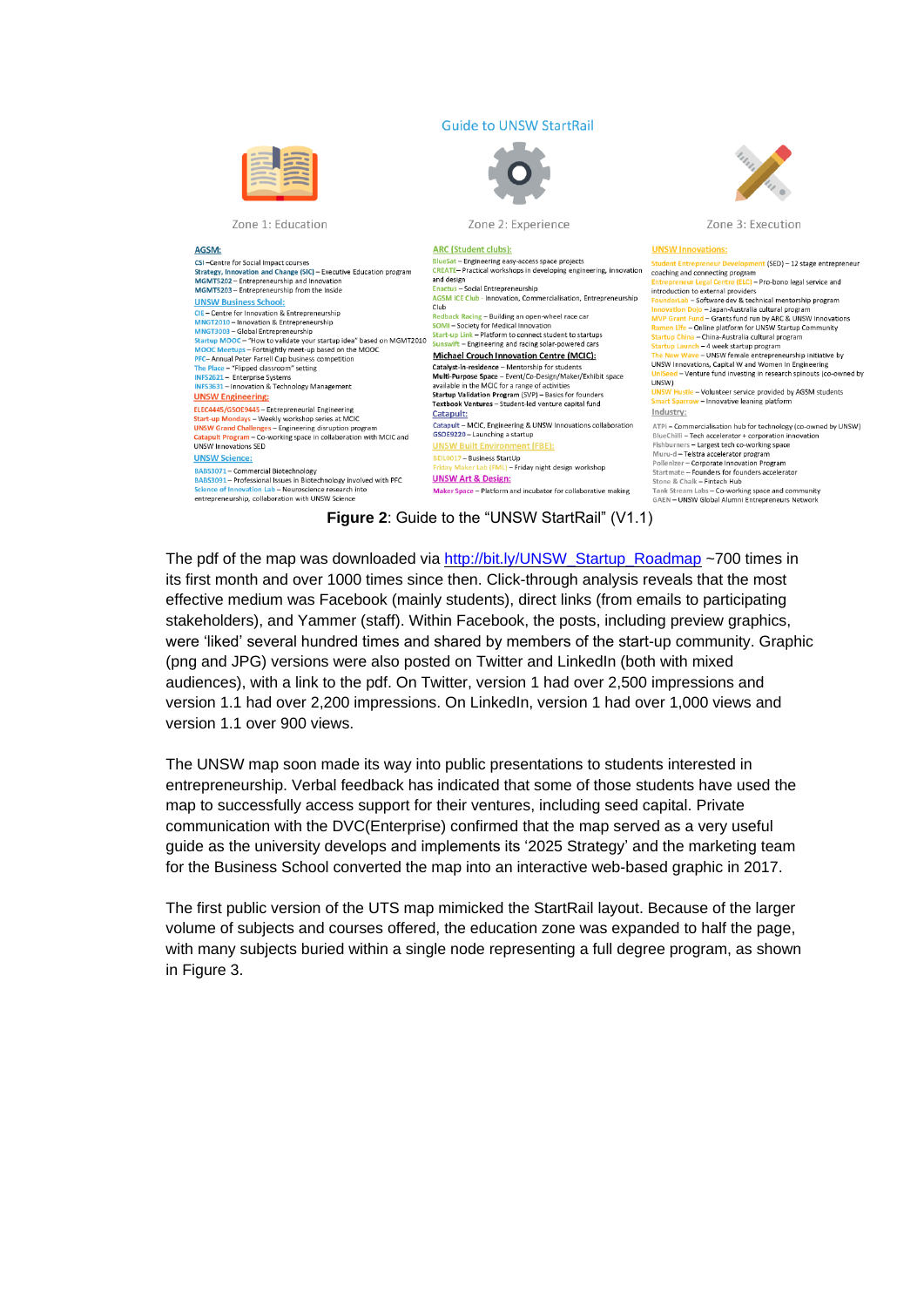Guide to UNSW StartRail

Zone 1: Education

**AGSM:**
CSI – Centre for Social Impact courses
Strategy, Innovation and Change (SIC) – Executive Education program
MGMT5202 – Entrepreneurship and Innovation
MGMT5203 – Entrepreneurship from the Inside

**UNSW Business School:**
CIE – Centre for Innovation & Entrepreneurship
MNGT2010 – Innovation & Entrepreneurship
MNGT3003 – Global Entrepreneurship
Startup MOOC – "How to validate your startup idea" based on MGMT2010
MOOC Meetups – Fortnightly meet-up based on the MOOC
PFC – Annual Peter Farrell Cup business competition
The Place – "Flipped classroom" setting
INFS2621 – Enterprise Systems
INFS3631 – Innovation & Technology Management

**UNSW Engineering:**
ELEC4445/GSOE9445 – Entrepreneurial Engineering
Start-up Mondays – Weekly workshop series at MCIC
UNSW Grand Challenges – Engineering disruption program
Catapult Program – Co-working space in collaboration with MCIC and UNSW Innovations SED

**UNSW Science:**
BABS3071 – Commercial Biotechnology
BABS3091 – Professional Issues in Biotechnology involved with PFC
Science of Innovation Lab – Neuroscience research into entrepreneurship, collaboration with UNSW Science

Zone 2: Experience

**ARC (Student clubs):**
BlueSat – Engineering easy-access space projects
CREATE – Practical workshops in developing engineering, innovation and design
Enactus – Social Entrepreneurship
AGSM ICE Club - Innovation, Commercialisation, Entrepreneurship Club
Redback Racing – Building an open-wheel race car
SOMI – Society for Medical Innovation
Start-up Link – Platform to connect student to startups
Sunswift – Engineering and racing solar-powered cars

**Michael Crouch Innovation Centre (MCIC):**
Catalyst-in-residence – Mentorship for students
Multi-Purpose Space – Event/Co-Design/Maker/Exhibit space available in the MCIC for a range of activities
Startup Validation Program (SVP) – Basics for founders
Textbook Ventures – Student-led venture capital fund

**Catapult:**
Catapult – MCIC, Engineering & UNSW Innovations collaboration
GSOE9220 – Launching a startup

**UNSW Built Environment (FBE):**
BEIL0017 – Business StartUp
Friday Maker Lab (FML) – Friday night design workshop

**UNSW Art & Design:**
Maker Space – Platform and incubator for collaborative making

Zone 3: Execution

**UNSW Innovations:**
Student Entrepreneur Development (SED) – 12 stage entrepreneur coaching and connecting program
Entrepreneur Legal Centre (ELC) – Pro-bono legal service and introduction to external providers
FounderLab – Software dev & technical mentorship program
Innovation Dojo – Japan-Australia cultural program
MVP Grant Fund – Grants fund run by ARC & UNSW Innovations
Ramen Life – Online platform for UNSW Startup Community
Startup China – China-Australia cultural program
Startup Launch – 4 week startup program
The New Wave – UNSW female entrepreneurship initiative by UNSW Innovations, Capital W and Women in Engineering
UniSeed – Venture fund investing in research spinouts (co-owned by UNSW)
UNSW Hustle – Volunteer service provided by AGSM students
Smart Sparrow – Innovative leaning platform

**Industry:**
ATP! – Commercialisation hub for technology (co-owned by UNSW)
BlueChilli – Tech accelerator + corporation innovation
Fishburners – Largest tech co-working space
Muru-d – Telstra accelerator program
Pollenizer – Corporate innovation Program
Startmate – Founders for founders accelerator
Stone & Chalk – Fintech Hub
Tank Stream Labs – Co-working space and community
GAEN – UNSW Global Alumni Entrepreneurs Network

**Figure 2**: Guide to the "UNSW StartRail" (V1.1)

The pdf of the map was downloaded via http://bit.ly/UNSW_Startup_Roadmap ~700 times in its first month and over 1000 times since then. Click-through analysis reveals that the most effective medium was Facebook (mainly students), direct links (from emails to participating stakeholders), and Yammer (staff). Within Facebook, the posts, including preview graphics, were 'liked' several hundred times and shared by members of the start-up community. Graphic (png and JPG) versions were also posted on Twitter and LinkedIn (both with mixed audiences), with a link to the pdf. On Twitter, version 1 had over 2,500 impressions and version 1.1 had over 2,200 impressions. On LinkedIn, version 1 had over 1,000 views and version 1.1 over 900 views.

The UNSW map soon made its way into public presentations to students interested in entrepreneurship. Verbal feedback has indicated that some of those students have used the map to successfully access support for their ventures, including seed capital. Private communication with the DVC(Enterprise) confirmed that the map served as a very useful guide as the university develops and implements its '2025 Strategy' and the marketing team for the Business School converted the map into an interactive web-based graphic in 2017.

The first public version of the UTS map mimicked the StartRail layout. Because of the larger volume of subjects and courses offered, the education zone was expanded to half the page, with many subjects buried within a single node representing a full degree program, as shown in Figure 3.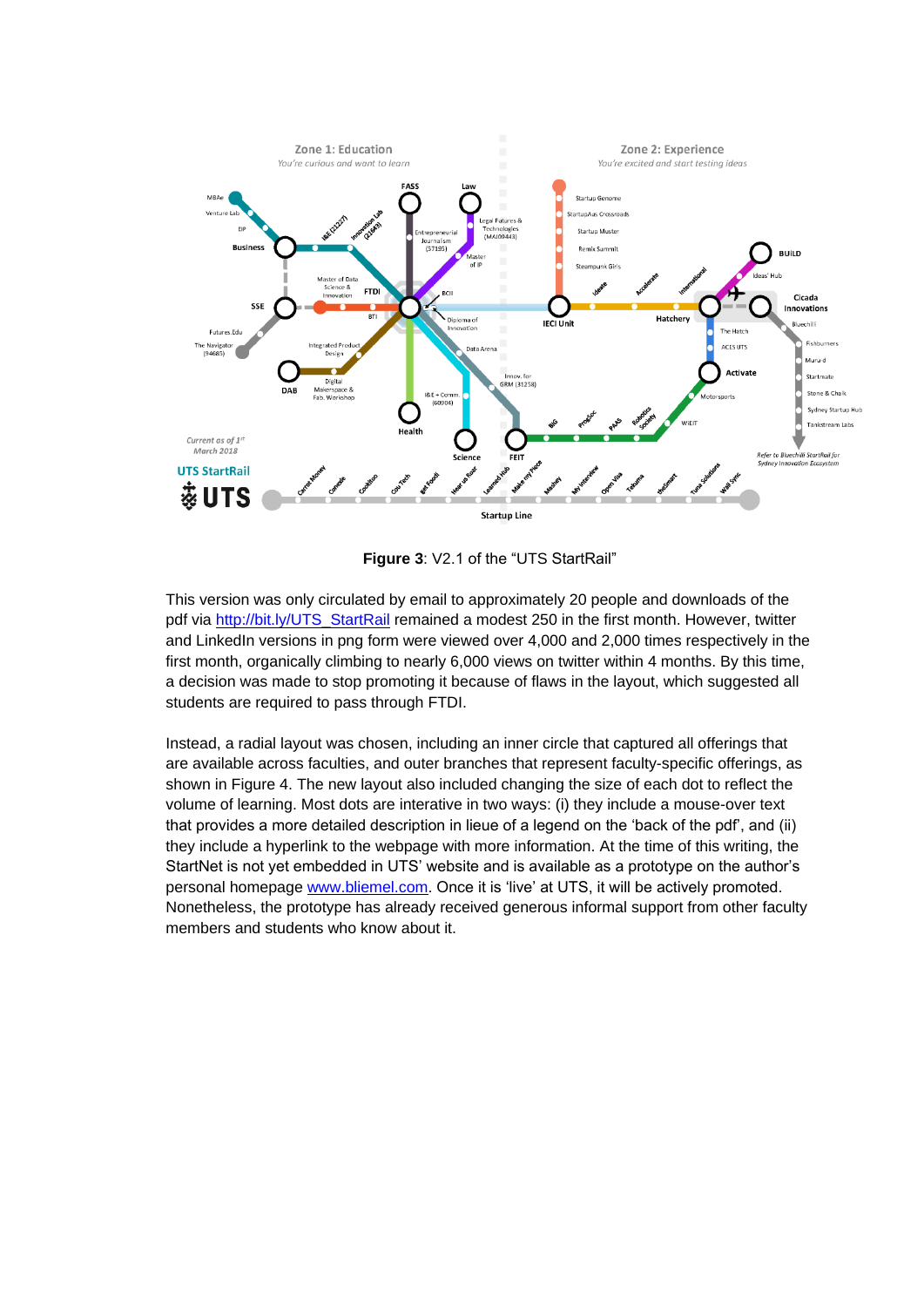**Figure 3**: V2.1 of the “UTS StartRail”

This version was only circulated by email to approximately 20 people and downloads of the pdf via http://bit.ly/UTS_StartRail remained a modest 250 in the first month. However, twitter and LinkedIn versions in png form were viewed over 4,000 and 2,000 times respectively in the first month, organically climbing to nearly 6,000 views on twitter within 4 months. By this time, a decision was made to stop promoting it because of flaws in the layout, which suggested all students are required to pass through FTDI.

Instead, a radial layout was chosen, including an inner circle that captured all offerings that are available across faculties, and outer branches that represent faculty-specific offerings, as shown in Figure 4. The new layout also included changing the size of each dot to reflect the volume of learning. Most dots are interative in two ways: (i) they include a mouse-over text that provides a more detailed description in lieue of a legend on the ‘back of the pdf’, and (ii) they include a hyperlink to the webpage with more information. At the time of this writing, the StartNet is not yet embedded in UTS’ website and is available as a prototype on the author’s personal homepage www.bliemel.com. Once it is ‘live’ at UTS, it will be actively promoted. Nonetheless, the prototype has already received generous informal support from other faculty members and students who know about it.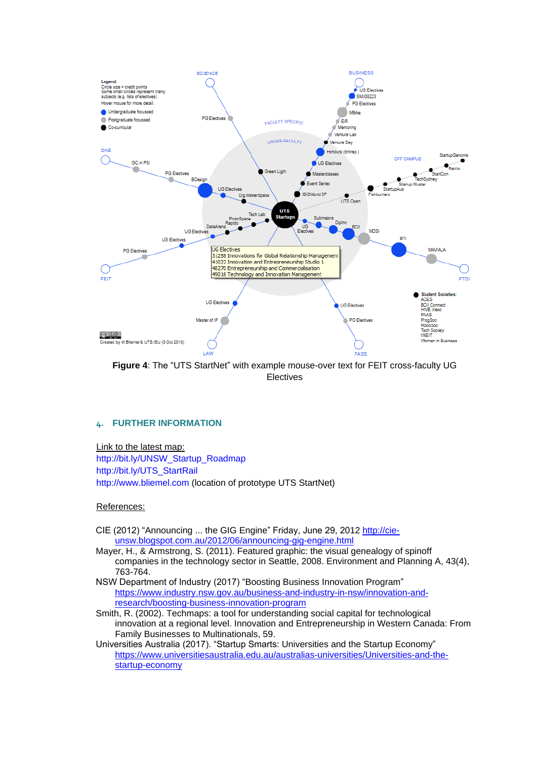**Figure 4**: The “UTS StartNet” with example mouse-over text for FEIT cross-faculty UG Electives

## 4. FURTHER INFORMATION

Link to the latest map:
http://bit.ly/UNSW_Startup_Roadmap
http://bit.ly/UTS_StartRail
http://www.bliemel.com (location of prototype UTS StartNet)

References:

CIE (2012) “Announcing ... the GIG Engine” Friday, June 29, 2012 http://cie-unsw.blogspot.com.au/2012/06/announcing-gig-engine.html

Mayer, H., & Armstrong, S. (2011). Featured graphic: the visual genealogy of spinoff companies in the technology sector in Seattle, 2008. Environment and Planning A, 43(4), 763-764.

NSW Department of Industry (2017) “Boosting Business Innovation Program” https://www.industry.nsw.gov.au/business-and-industry-in-nsw/innovation-and-research/boosting-business-innovation-program

Smith, R. (2002). Techmaps: a tool for understanding social capital for technological innovation at a regional level. Innovation and Entrepreneurship in Western Canada: From Family Businesses to Multinationals, 59.

Universities Australia (2017). “Startup Smarts: Universities and the Startup Economy” https://www.universitiesaustralia.edu.au/australias-universities/Universities-and-the-startup-economy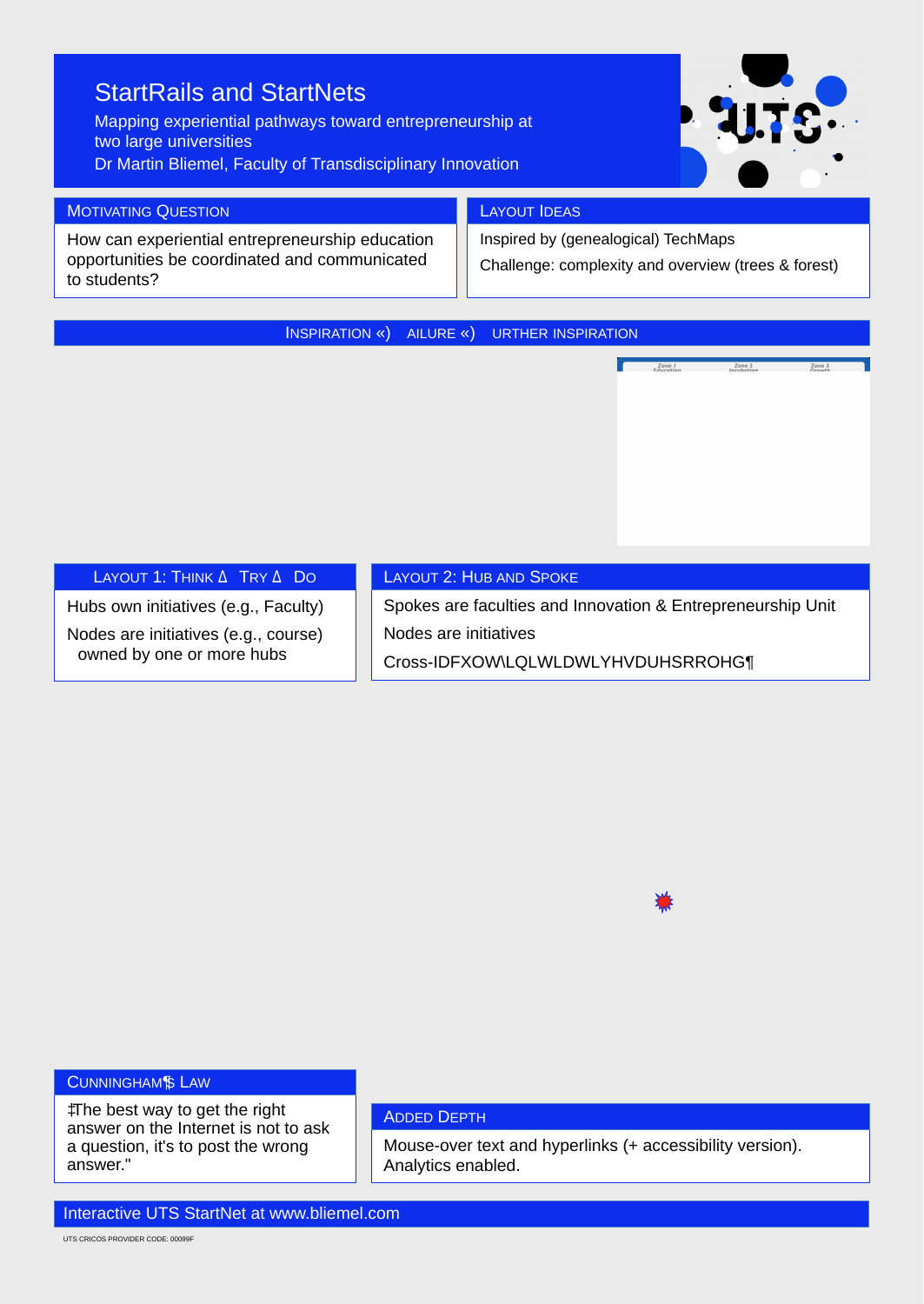# StartRails and StartNets

Mapping experiential pathways toward entrepreneurship at two large universities

Dr Martin Bliemel, Faculty of Transdisciplinary Innovation

## Motivating Question

How can experiential entrepreneurship education opportunities be coordinated and communicated to students?

## Layout Ideas

Inspired by (genealogical) TechMaps

Challenge: complexity and overview (trees & forest)

## Inspiration «) Ailure «) Urther Inspiration

Zone 1 Education

Zone 2 Incubation

Zone 3 Growth

## Layout 1: Think Δ Try Δ Do

Hubs own initiatives (e.g., Faculty)

Nodes are initiatives (e.g., course) owned by one or more hubs

## Layout 2: Hub and Spoke

Spokes are faculties and Innovation & Entrepreneurship Unit

Nodes are initiatives

Cross-IDFXOW\LQLWLDWLYHVDUHSRROHG¶

## Cunningham¶s Law

‡The best way to get the right answer on the Internet is not to ask a question, it's to post the wrong answer."

## Added Depth

Mouse-over text and hyperlinks (+ accessibility version). Analytics enabled.

Interactive UTS StartNet at www.bliemel.com

UTS CRICOS PROVIDER CODE: 00099F